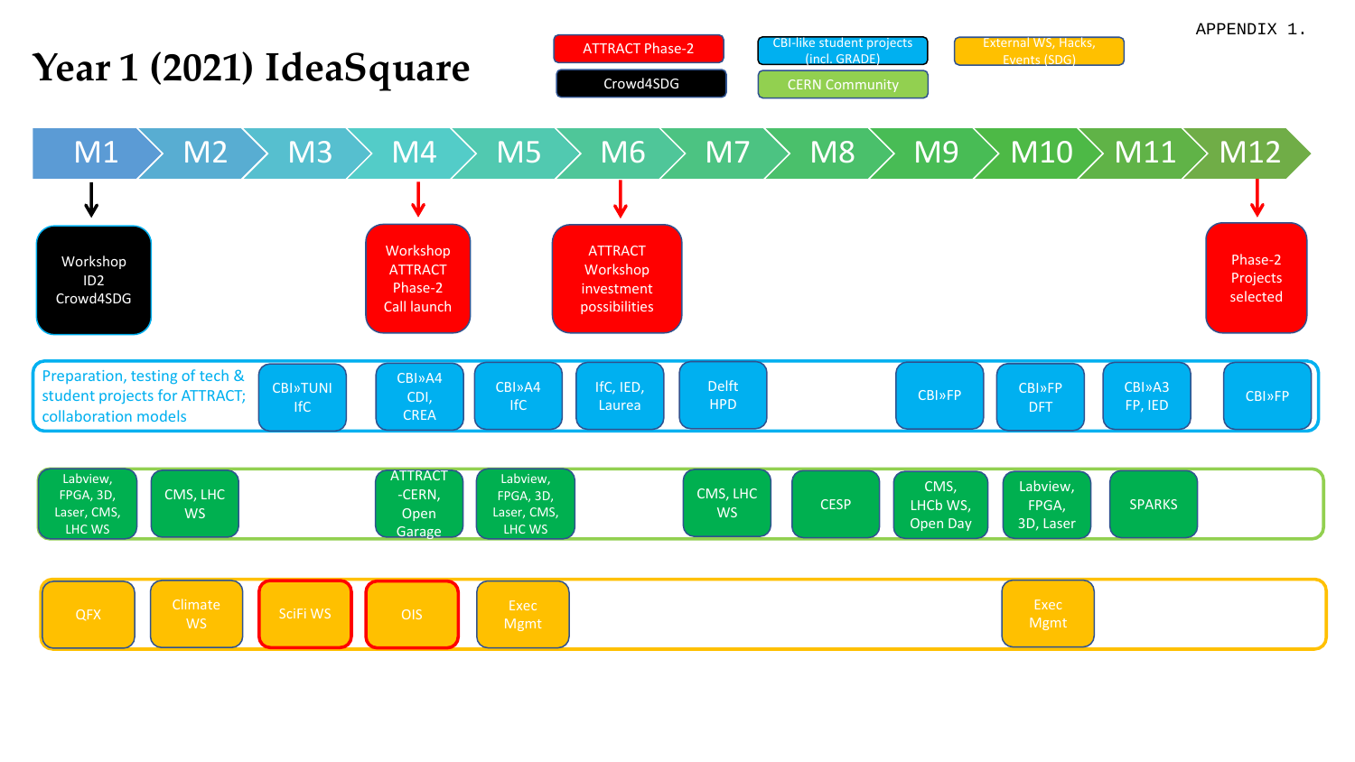APPENDIX 1.

# Year 1 (2021) IdeaSquare

**Legend:**
- ATTRACT Phase-2
- Crowd4SDG
- CBI-like student projects (incl. GRADE)
- CERN Community
- External WS, Hacks, Events (SDG)

| | M1 | M2 | M3 | M4 | M5 | M6 | M7 | M8 | M9 | M10 | M11 | M12 |
|---|---|---|---|---|---|---|---|---|---|---|---|---|
| Milestones | Workshop ID2 Crowd4SDG | | | Workshop ATTRACT Phase-2 Call launch | | ATTRACT Workshop investment possibilities | | | | | | Phase-2 Projects selected |
| Preparation, testing of tech & student projects for ATTRACT; collaboration models | | CBI»TUNI IfC | | CBI»A4 CDI, CREA | CBI»A4 IfC | IfC, IED, Laurea | Delft HPD | | CBI»FP | CBI»FP DFT | CBI»A3 FP, IED | CBI»FP |
| CERN Community | Labview, FPGA, 3D, Laser, CMS, LHC WS | CMS, LHC WS | | ATTRACT -CERN, Open Garage | Labview, FPGA, 3D, Laser, CMS, LHC WS | | CMS, LHC WS | CESP | CMS, LHCb WS, Open Day | Labview, FPGA, 3D, Laser | SPARKS | |
| External WS, Hacks, Events (SDG) | QFX | Climate WS | SciFi WS | OIS | Exec Mgmt | | | | | Exec Mgmt | | |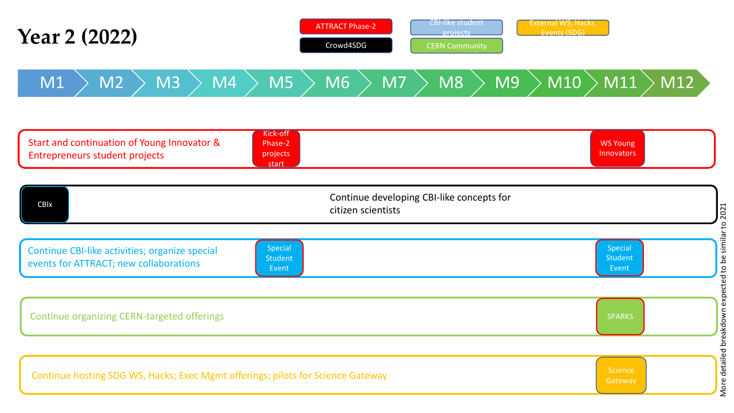# Year 2 (2022)

**Legend:** ATTRACT Phase-2 | Crowd4SDG | CBI-like student projects | CERN Community | External WS, Hacks, Events (SDG)

| Track | M1 | M2 | M3 | M4 | M5 | M6 | M7 | M8 | M9 | M10 | M11 | M12 |
|---|---|---|---|---|---|---|---|---|---|---|---|---|
| Start and continuation of Young Innovator & Entrepreneurs student projects | | | | | Kick-off Phase-2 projects start | | | | | | WS Young Innovators | |
| CBIx — Continue developing CBI-like concepts for citizen scientists | CBIx | | | | | | | | | | | |
| Continue CBI-like activities; organize special events for ATTRACT; new collaborations | | | | | Special Student Event | | | | | | Special Student Event | |
| Continue organizing CERN-targeted offerings | | | | | | | | | | | SPARKS | |
| Continue hosting SDG WS, Hacks; Exec Mgmt offerings; pilots for Science Gateway | | | | | | | | | | | Science Gateway | |

More detailed breakdown expected to be similar to 2021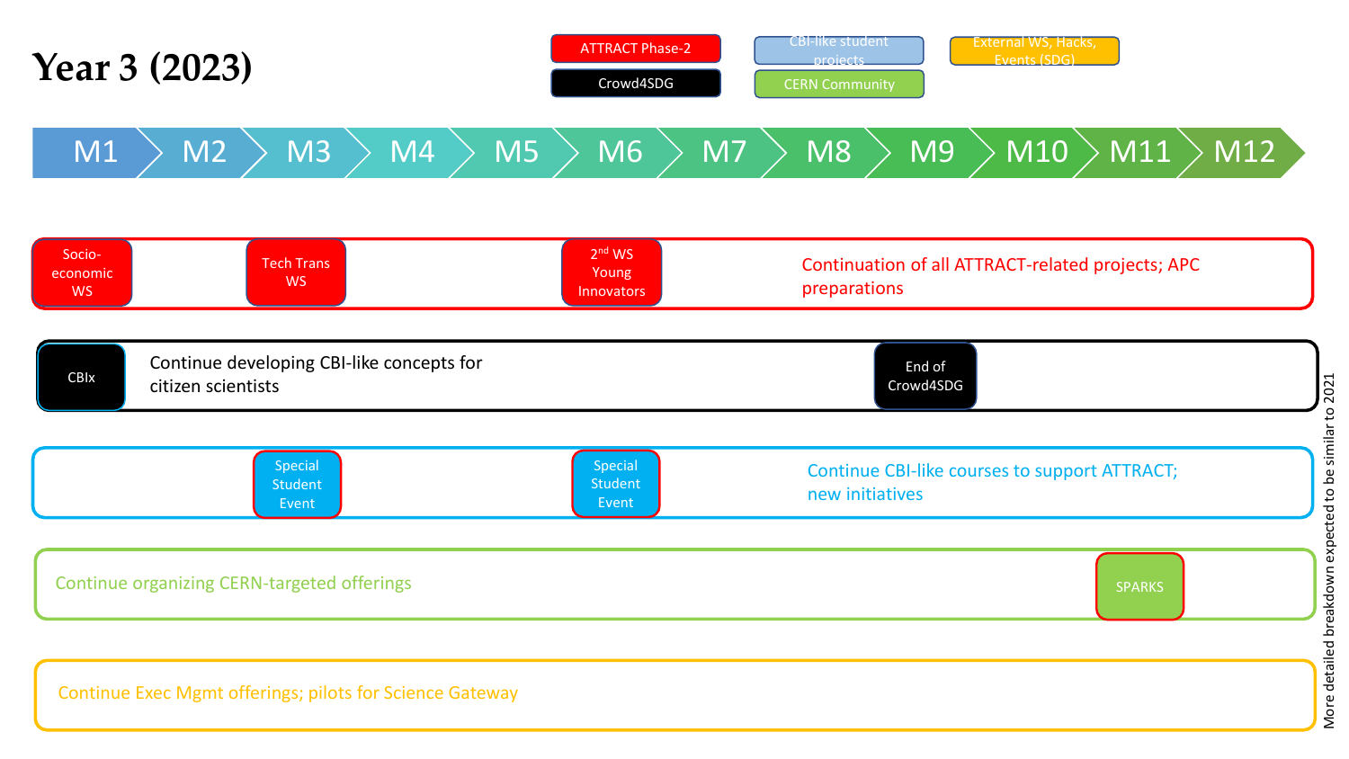# Year 3 (2023)

**Legend:**
- ATTRACT Phase-2
- Crowd4SDG
- CBI-like student projects
- CERN Community
- External WS, Hacks, Events (SDG)

| M1 | M2 | M3 | M4 | M5 | M6 | M7 | M8 | M9 | M10 | M11 | M12 |
|---|---|---|---|---|---|---|---|---|---|---|---|

**ATTRACT Phase-2**
- M1: Socio-economic WS
- M3: Tech Trans WS
- M6: 2nd WS Young Innovators
- Continuation of all ATTRACT-related projects; APC preparations

**Crowd4SDG**
- M1: CBIx
- Continue developing CBI-like concepts for citizen scientists
- M9: End of Crowd4SDG

**CBI-like student projects**
- M3: Special Student Event
- M6: Special Student Event
- Continue CBI-like courses to support ATTRACT; new initiatives

**CERN Community**
- Continue organizing CERN-targeted offerings
- M11: SPARKS

**External WS, Hacks, Events (SDG)**
- Continue Exec Mgmt offerings; pilots for Science Gateway

More detailed breakdown expected to be similar to 2021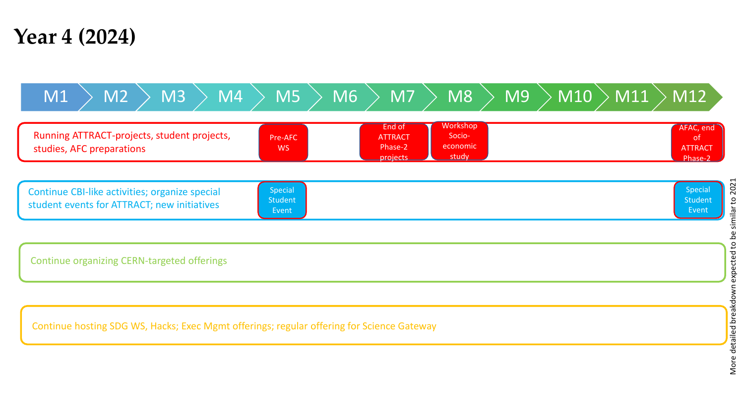# Year 4 (2024)

| M1 | M2 | M3 | M4 | M5 | M6 | M7 | M8 | M9 | M10 | M11 | M12 |
|---|---|---|---|---|---|---|---|---|---|---|---|

**Running ATTRACT-projects, student projects, studies, AFC preparations**

| | | | | M5 | M6 | M7 | M8 | | | | M12 |
|---|---|---|---|---|---|---|---|---|---|---|---|
| | | | | Pre-AFC WS | | End of ATTRACT Phase-2 projects | Workshop Socio-economic study | | | | AFAC, end of ATTRACT Phase-2 |

**Continue CBI-like activities; organize special student events for ATTRACT; new initiatives**

| | | | | M5 | | | | | | | M12 |
|---|---|---|---|---|---|---|---|---|---|---|---|
| | | | | Special Student Event | | | | | | | Special Student Event |

**Continue organizing CERN-targeted offerings**

**Continue hosting SDG WS, Hacks; Exec Mgmt offerings; regular offering for Science Gateway**

More detailed breakdown expected to be similar to 2021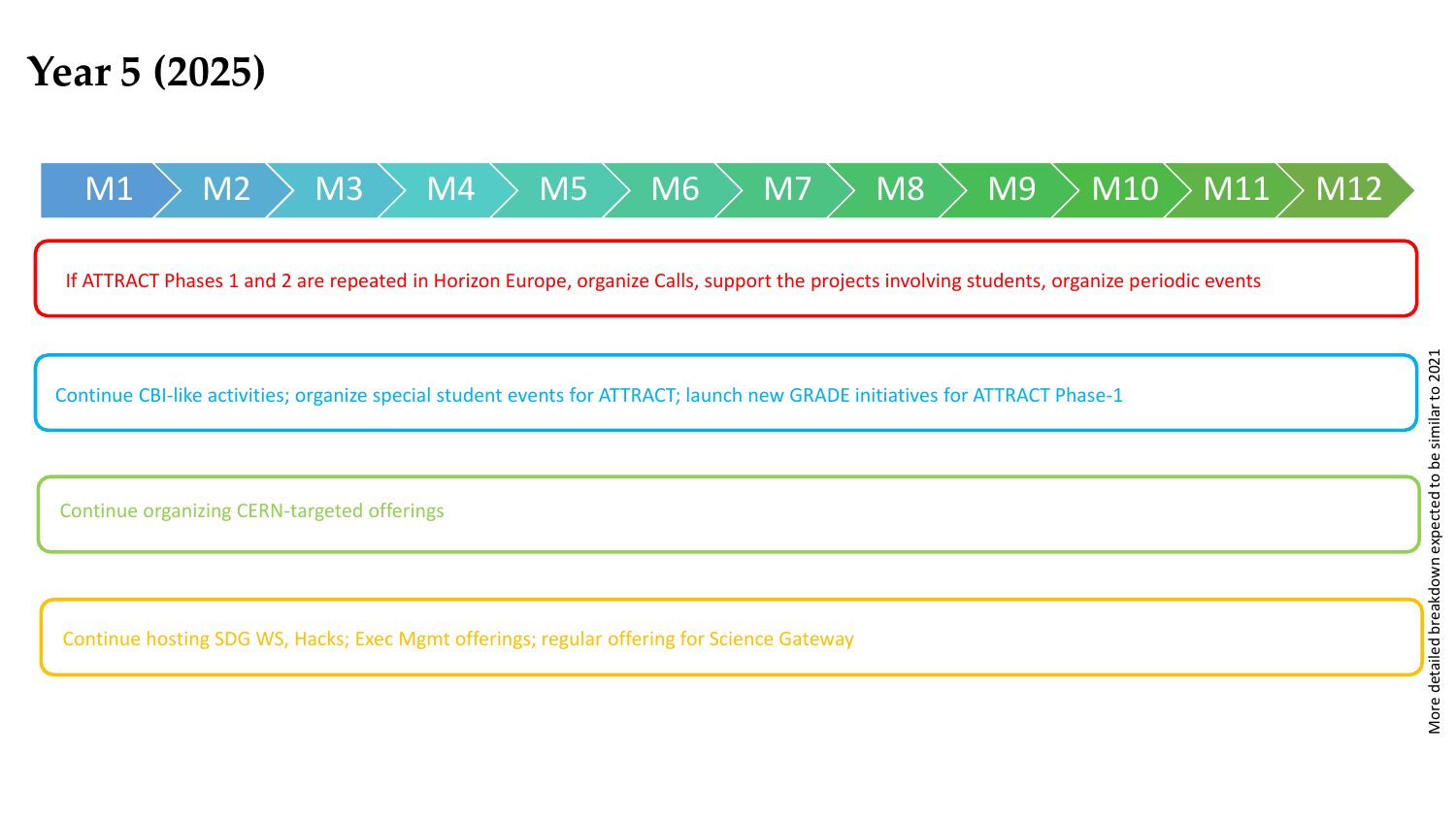# Year 5 (2025)

M1 M2 M3 M4 M5 M6 M7 M8 M9 M10 M11 M12

If ATTRACT Phases 1 and 2 are repeated in Horizon Europe, organize Calls, support the projects involving students, organize periodic events

Continue CBI-like activities; organize special student events for ATTRACT; launch new GRADE initiatives for ATTRACT Phase-1

Continue organizing CERN-targeted offerings

Continue hosting SDG WS, Hacks; Exec Mgmt offerings; regular offering for Science Gateway

More detailed breakdown expected to be similar to 2021